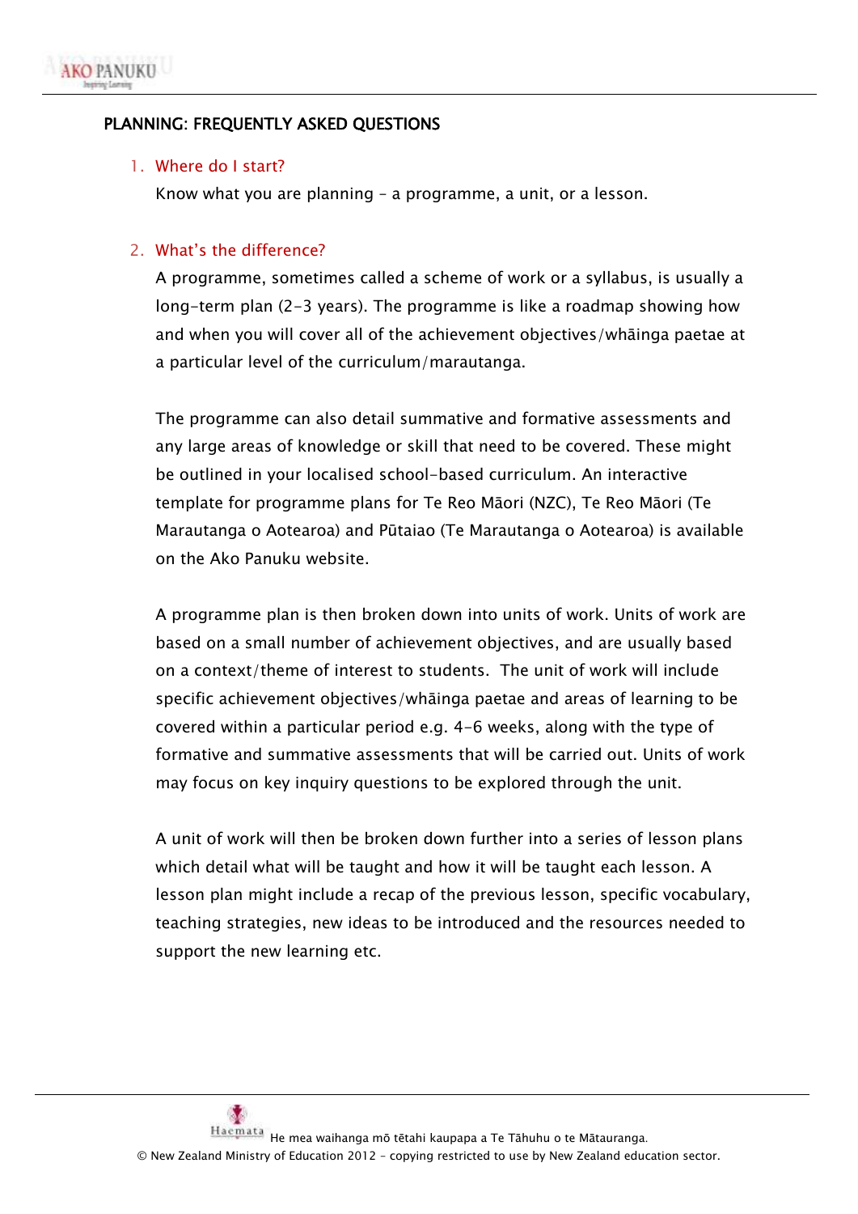# PLANNING: FREQUENTLY ASKED QUESTIONS

1. Where do I start?

   Know what you are planning – a programme, a unit, or a lesson.

2. What's the difference?

   A programme, sometimes called a scheme of work or a syllabus, is usually a long-term plan (2-3 years). The programme is like a roadmap showing how and when you will cover all of the achievement objectives/whāinga paetae at a particular level of the curriculum/marautanga.

   The programme can also detail summative and formative assessments and any large areas of knowledge or skill that need to be covered. These might be outlined in your localised school-based curriculum. An interactive template for programme plans for Te Reo Māori (NZC), Te Reo Māori (Te Marautanga o Aotearoa) and Pūtaiao (Te Marautanga o Aotearoa) is available on the Ako Panuku website.

   A programme plan is then broken down into units of work. Units of work are based on a small number of achievement objectives, and are usually based on a context/theme of interest to students. The unit of work will include specific achievement objectives/whāinga paetae and areas of learning to be covered within a particular period e.g. 4-6 weeks, along with the type of formative and summative assessments that will be carried out. Units of work may focus on key inquiry questions to be explored through the unit.

   A unit of work will then be broken down further into a series of lesson plans which detail what will be taught and how it will be taught each lesson. A lesson plan might include a recap of the previous lesson, specific vocabulary, teaching strategies, new ideas to be introduced and the resources needed to support the new learning etc.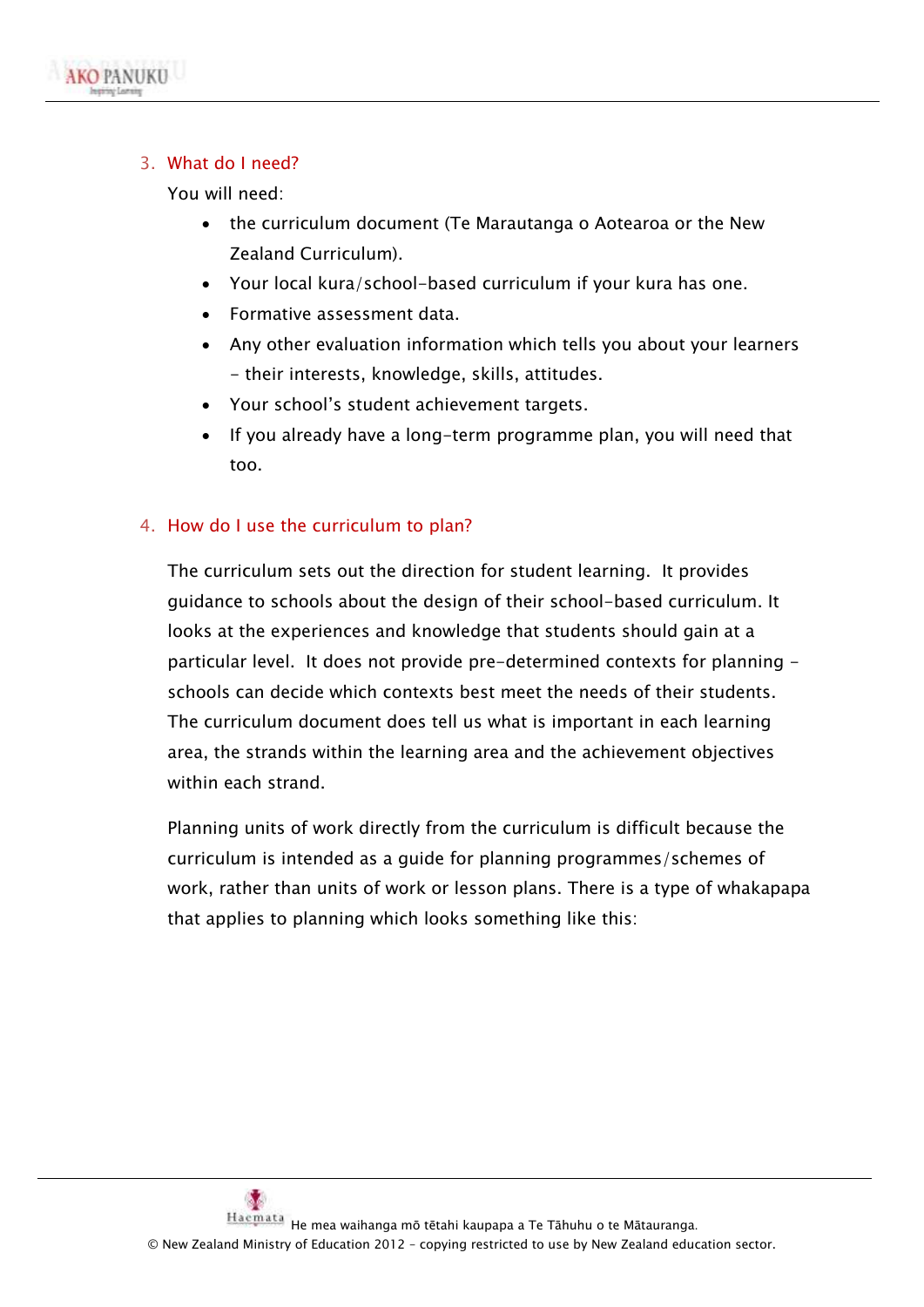## 3. What do I need?

You will need:

- the curriculum document (Te Marautanga o Aotearoa or the New Zealand Curriculum).
- Your local kura/school-based curriculum if your kura has one.
- Formative assessment data.
- Any other evaluation information which tells you about your learners – their interests, knowledge, skills, attitudes.
- Your school's student achievement targets.
- If you already have a long-term programme plan, you will need that too.

## 4. How do I use the curriculum to plan?

The curriculum sets out the direction for student learning. It provides guidance to schools about the design of their school-based curriculum. It looks at the experiences and knowledge that students should gain at a particular level. It does not provide pre-determined contexts for planning – schools can decide which contexts best meet the needs of their students. The curriculum document does tell us what is important in each learning area, the strands within the learning area and the achievement objectives within each strand.

Planning units of work directly from the curriculum is difficult because the curriculum is intended as a guide for planning programmes/schemes of work, rather than units of work or lesson plans. There is a type of whakapapa that applies to planning which looks something like this: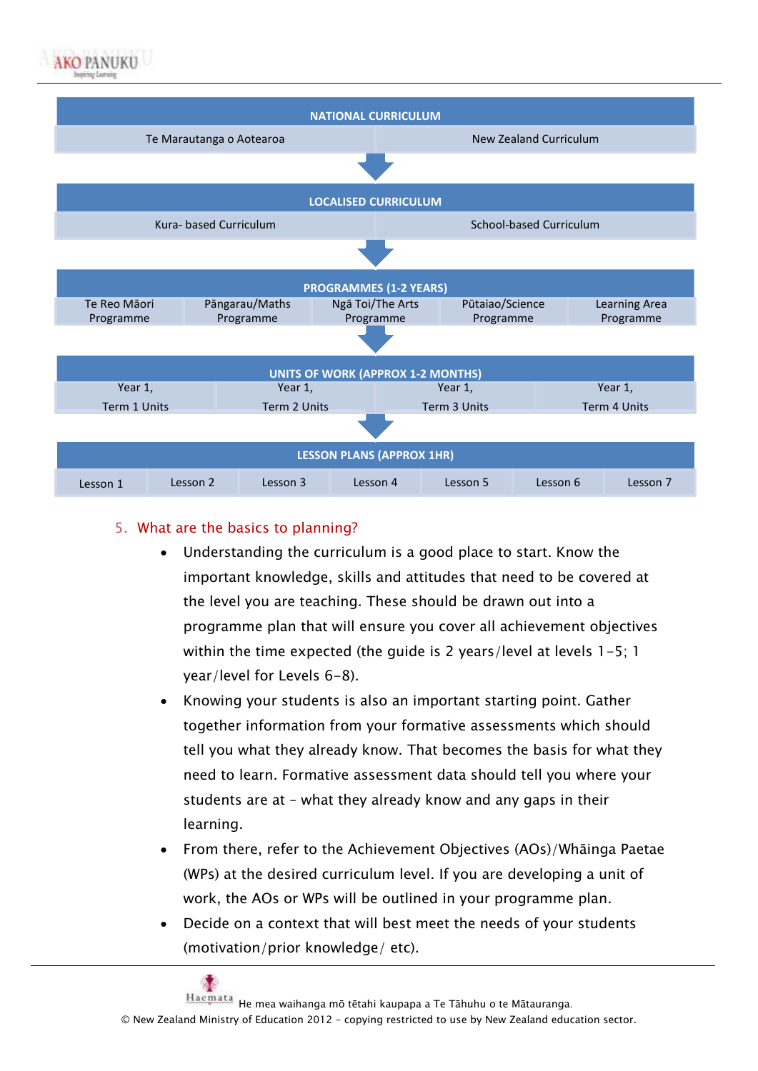**NATIONAL CURRICULUM**

| Te Marautanga o Aotearoa | New Zealand Curriculum |
|---|---|

↓

**LOCALISED CURRICULUM**

| Kura- based Curriculum | School-based Curriculum |
|---|---|

↓

**PROGRAMMES (1-2 YEARS)**

| Te Reo Māori Programme | Pāngarau/Maths Programme | Ngā Toi/The Arts Programme | Pūtaiao/Science Programme | Learning Area Programme |
|---|---|---|---|---|

↓

**UNITS OF WORK (APPROX 1-2 MONTHS)**

| Year 1, Term 1 Units | Year 1, Term 2 Units | Year 1, Term 3 Units | Year 1, Term 4 Units |
|---|---|---|---|

↓

**LESSON PLANS (APPROX 1HR)**

| Lesson 1 | Lesson 2 | Lesson 3 | Lesson 4 | Lesson 5 | Lesson 6 | Lesson 7 |
|---|---|---|---|---|---|---|

## 5. What are the basics to planning?

- Understanding the curriculum is a good place to start. Know the important knowledge, skills and attitudes that need to be covered at the level you are teaching. These should be drawn out into a programme plan that will ensure you cover all achievement objectives within the time expected (the guide is 2 years/level at levels 1-5; 1 year/level for Levels 6-8).
- Knowing your students is also an important starting point. Gather together information from your formative assessments which should tell you what they already know. That becomes the basis for what they need to learn. Formative assessment data should tell you where your students are at – what they already know and any gaps in their learning.
- From there, refer to the Achievement Objectives (AOs)/Whāinga Paetae (WPs) at the desired curriculum level. If you are developing a unit of work, the AOs or WPs will be outlined in your programme plan.
- Decide on a context that will best meet the needs of your students (motivation/prior knowledge/ etc).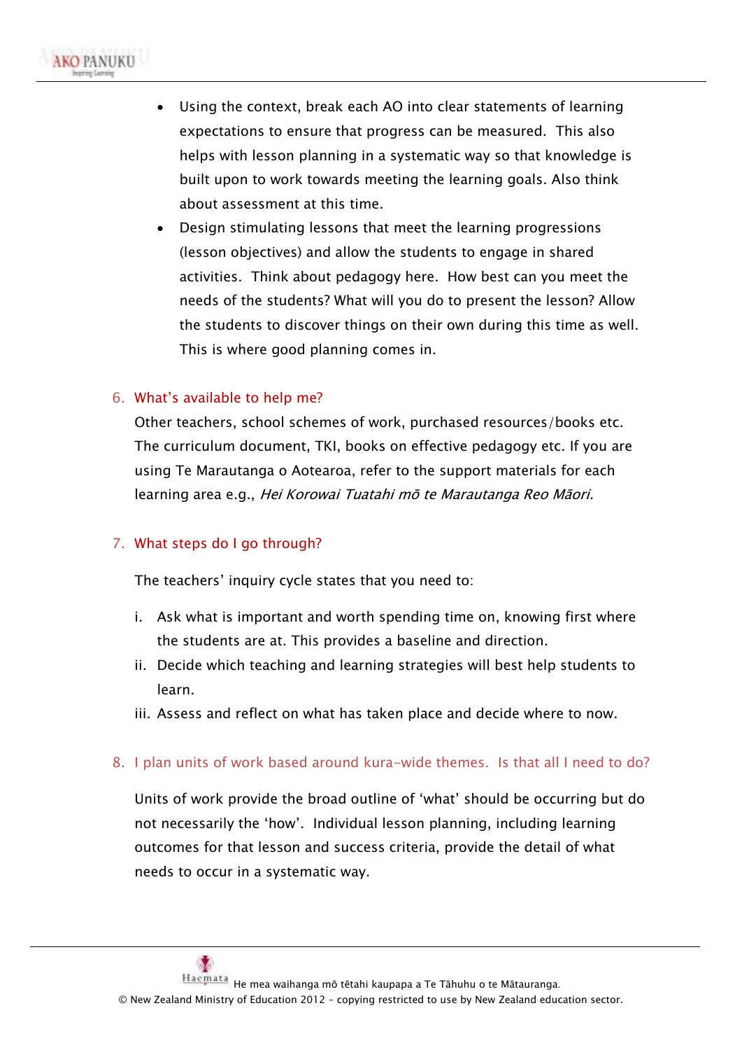- Using the context, break each AO into clear statements of learning expectations to ensure that progress can be measured. This also helps with lesson planning in a systematic way so that knowledge is built upon to work towards meeting the learning goals. Also think about assessment at this time.
- Design stimulating lessons that meet the learning progressions (lesson objectives) and allow the students to engage in shared activities. Think about pedagogy here. How best can you meet the needs of the students? What will you do to present the lesson? Allow the students to discover things on their own during this time as well. This is where good planning comes in.

6. What's available to help me?

Other teachers, school schemes of work, purchased resources/books etc. The curriculum document, TKI, books on effective pedagogy etc. If you are using Te Marautanga o Aotearoa, refer to the support materials for each learning area e.g., *Hei Korowai Tuatahi mō te Marautanga Reo Māori.*

7. What steps do I go through?

The teachers' inquiry cycle states that you need to:

i. Ask what is important and worth spending time on, knowing first where the students are at. This provides a baseline and direction.
ii. Decide which teaching and learning strategies will best help students to learn.
iii. Assess and reflect on what has taken place and decide where to now.

8. I plan units of work based around kura-wide themes. Is that all I need to do?

Units of work provide the broad outline of 'what' should be occurring but do not necessarily the 'how'. Individual lesson planning, including learning outcomes for that lesson and success criteria, provide the detail of what needs to occur in a systematic way.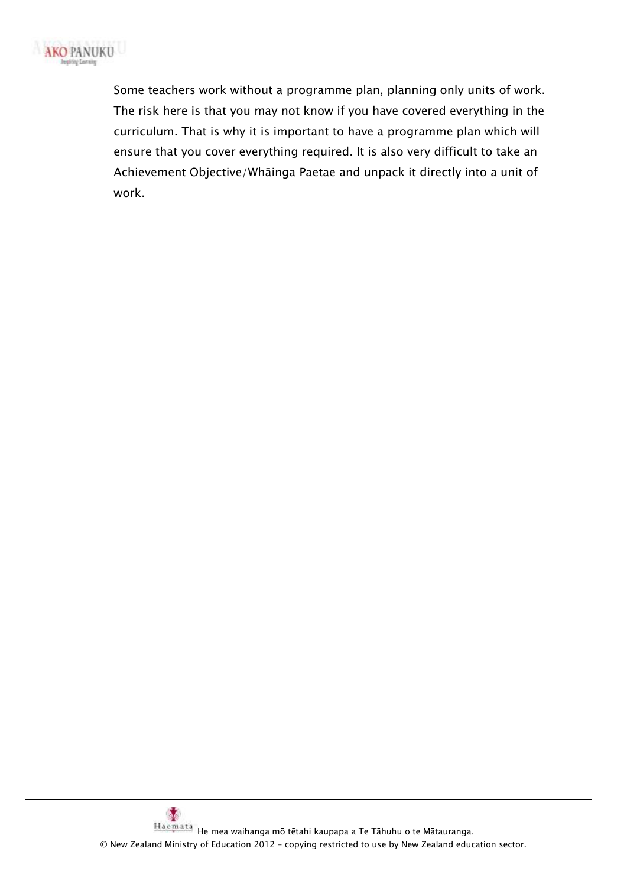Some teachers work without a programme plan, planning only units of work. The risk here is that you may not know if you have covered everything in the curriculum. That is why it is important to have a programme plan which will ensure that you cover everything required. It is also very difficult to take an Achievement Objective/Whāinga Paetae and unpack it directly into a unit of work.